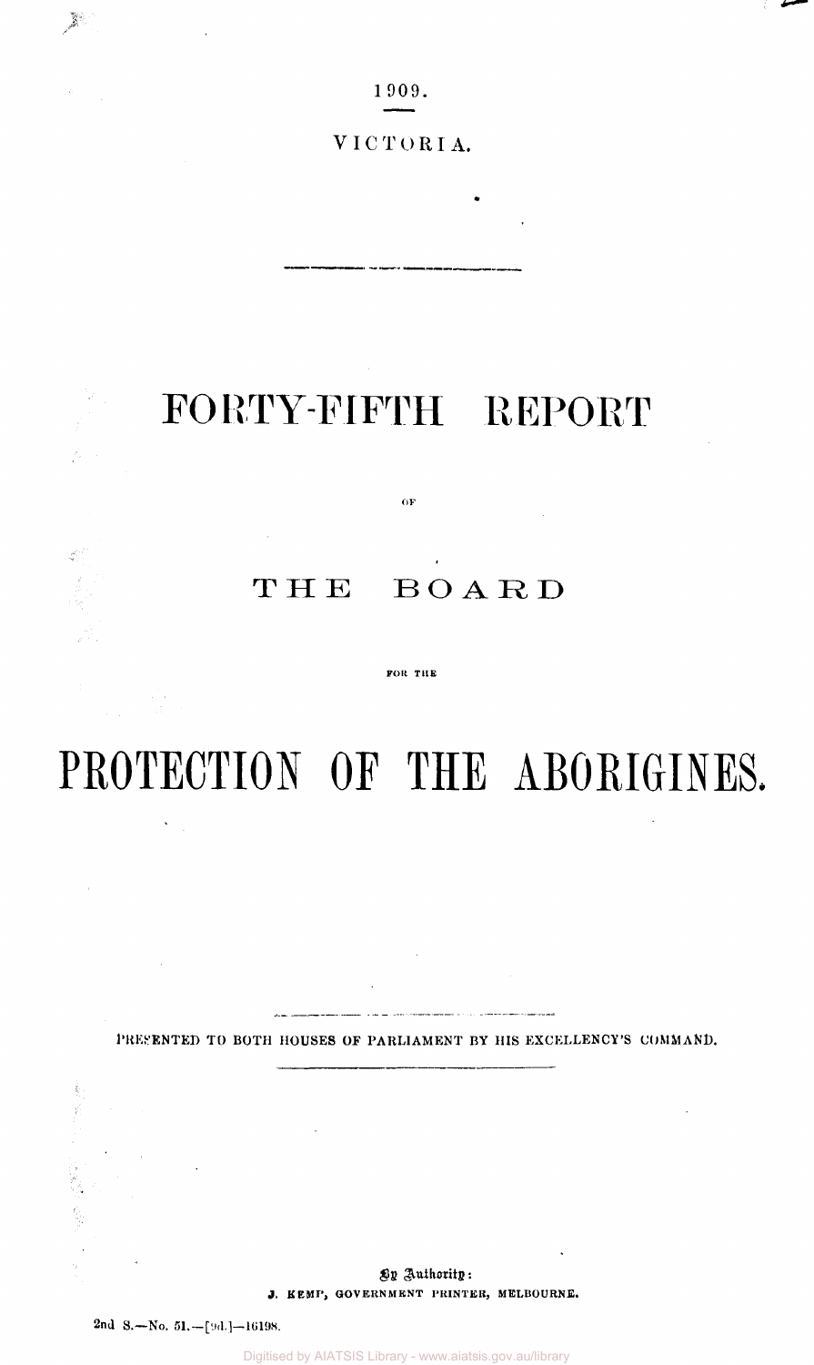1909.

VICTORIA.

# FORTY-FIFTH REPORT

OF

# THE BOARD

FOR THE

# PROTECTION OF THE ABORIGINES.

PRESENTED TO BOTH HOUSES OF PARLIAMENT BY HIS EXCELLENCY'S COMMAND.

By Authority:
J. KEMP, GOVERNMENT PRINTER, MELBOURNE.

2nd S.—No. 51.—[9d.]—16198.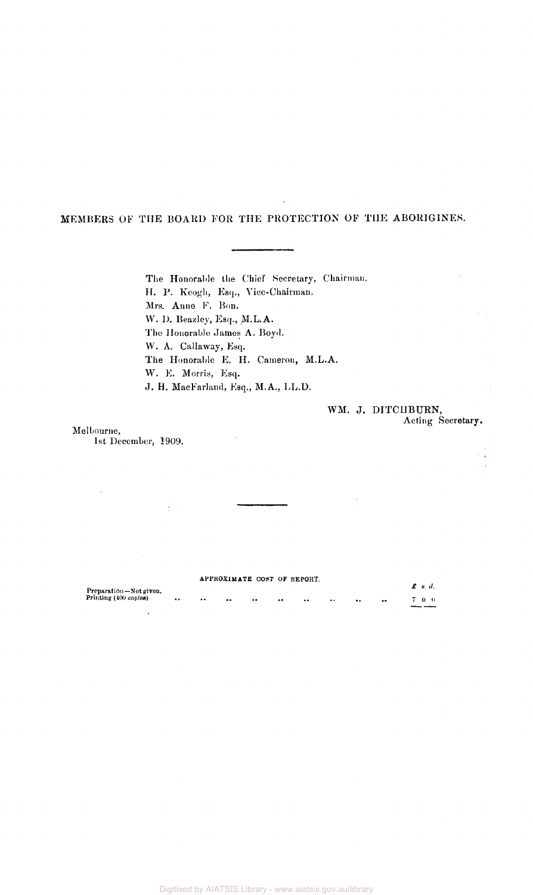## MEMBERS OF THE BOARD FOR THE PROTECTION OF THE ABORIGINES.

The Honorable the Chief Secretary, Chairman.
H. P. Keogh, Esq., Vice-Chairman.
Mrs. Anne F. Bon.
W. D. Beazley, Esq., M.L.A.
The Honorable James A. Boyd.
W. A. Callaway, Esq.
The Honorable E. H. Cameron, M.L.A.
W. E. Morris, Esq.
J. H. MacFarland, Esq., M.A., LL.D.

WM. J. DITCHBURN,
Acting Secretary.

Melbourne,
1st December, 1909.

APPROXIMATE COST OF REPORT.

| | £ s. d. |
|---|---|
| Preparation—Not given. | |
| Printing (400 copies) .. .. .. .. .. .. .. .. .. | 7 0 0 |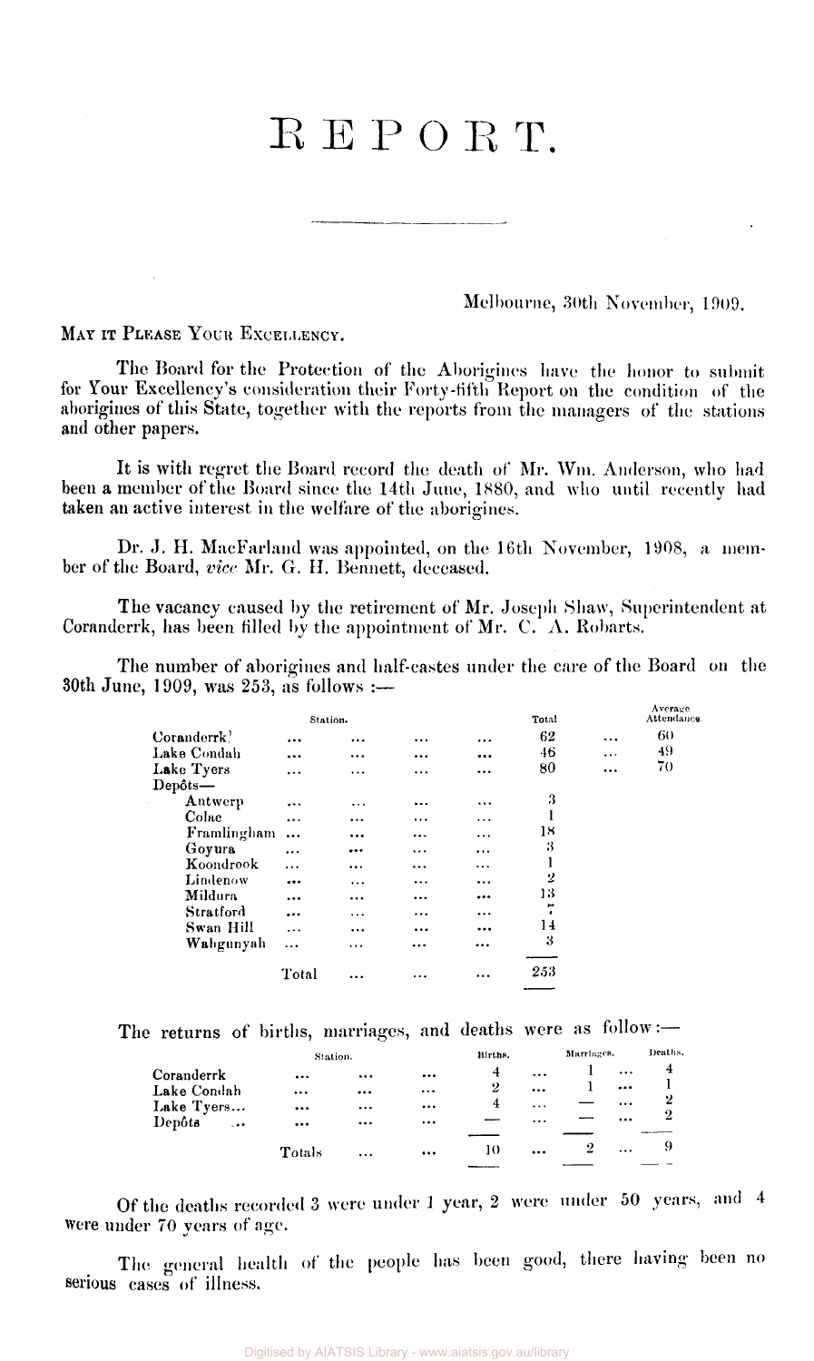# REPORT.

Melbourne, 30th November, 1909.

MAY IT PLEASE YOUR EXCELLENCY.

The Board for the Protection of the Aborigines have the honor to submit for Your Excellency's consideration their Forty-fifth Report on the condition of the aborigines of this State, together with the reports from the managers of the stations and other papers.

It is with regret the Board record the death of Mr. Wm. Anderson, who had been a member of the Board since the 14th June, 1880, and who until recently had taken an active interest in the welfare of the aborigines.

Dr. J. H. MacFarland was appointed, on the 16th November, 1908, a member of the Board, *vice* Mr. G. H. Bennett, deceased.

The vacancy caused by the retirement of Mr. Joseph Shaw, Superintendent at Coranderrk, has been filled by the appointment of Mr. C. A. Robarts.

The number of aborigines and half-castes under the care of the Board on the 30th June, 1909, was 253, as follows :—

| Station. | Total | Average Attendance. |
|---|---|---|
| Coranderrk | 62 | 60 |
| Lake Condah | 46 | 49 |
| Lake Tyers | 80 | 70 |
| Depôts— | | |
| Antwerp | 3 | |
| Colac | 1 | |
| Framlingham | 18 | |
| Goyura | 3 | |
| Koondrook | 1 | |
| Lindenow | 2 | |
| Mildura | 13 | |
| Stratford | 7 | |
| Swan Hill | 14 | |
| Wahgunyah | 3 | |
| Total | 253 | |

The returns of births, marriages, and deaths were as follow :—

| Station. | Births. | Marriages. | Deaths. |
|---|---|---|---|
| Coranderrk | 4 | 1 | 4 |
| Lake Condah | 2 | 1 | 1 |
| Lake Tyers... | 4 | — | 2 |
| Depôts | — | — | 2 |
| Totals | 10 | 2 | 9 |

Of the deaths recorded 3 were under 1 year, 2 were under 50 years, and 4 were under 70 years of age.

The general health of the people has been good, there having been no serious cases of illness.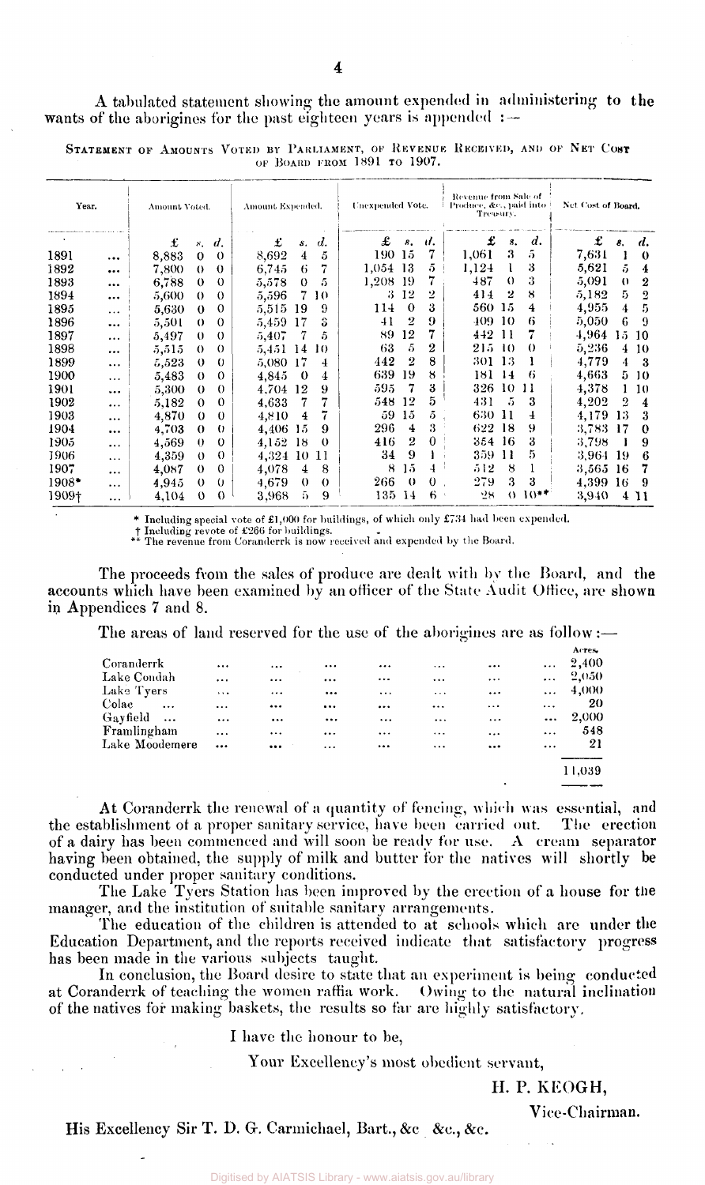A tabulated statement showing the amount expended in administering to the wants of the aborigines for the past eighteen years is appended :—

STATEMENT OF AMOUNTS VOTED BY PARLIAMENT, OF REVENUE RECEIVED, AND OF NET COST OF BOARD FROM 1891 TO 1907.

| Year. | Amount Voted. | Amount Expended. | Unexpended Vote. | Revenue from Sale of Produce, &c., paid into Treasury. | Net Cost of Board. |
|---|---|---|---|---|---|
| | £ s. d. | £ s. d. | £ s. d. | £ s. d. | £ s. d. |
| 1891 ... | 8,883 0 0 | 8,692 4 5 | 190 15 7 | 1,061 3 5 | 7,631 1 0 |
| 1892 ... | 7,800 0 0 | 6,745 6 7 | 1,054 13 5 | 1,124 1 3 | 5,621 5 4 |
| 1893 ... | 6,788 0 0 | 5,578 0 5 | 1,208 19 7 | 487 0 3 | 5,091 0 2 |
| 1894 ... | 5,600 0 0 | 5,596 7 10 | 3 12 2 | 414 2 8 | 5,182 5 2 |
| 1895 ... | 5,630 0 0 | 5,515 19 9 | 114 0 3 | 560 15 4 | 4,955 4 5 |
| 1896 ... | 5,501 0 0 | 5,459 17 3 | 41 2 9 | 409 10 6 | 5,050 6 9 |
| 1897 ... | 5,497 0 0 | 5,407 7 5 | 89 12 7 | 442 11 7 | 4,964 15 10 |
| 1898 ... | 5,515 0 0 | 5,451 14 10 | 63 5 2 | 215 10 0 | 5,236 4 10 |
| 1899 ... | 5,523 0 0 | 5,080 17 4 | 442 2 8 | 301 13 1 | 4,779 4 3 |
| 1900 ... | 5,483 0 0 | 4,845 0 4 | 639 19 8 | 181 14 6 | 4,663 5 10 |
| 1901 ... | 5,300 0 0 | 4,704 12 9 | 595 7 3 | 326 10 11 | 4,378 1 10 |
| 1902 ... | 5,182 0 0 | 4,633 7 7 | 548 12 5 | 431 5 3 | 4,202 2 4 |
| 1903 ... | 4,870 0 0 | 4,810 4 7 | 59 15 5 | 630 11 4 | 4,179 13 3 |
| 1904 ... | 4,703 0 0 | 4,406 15 9 | 296 4 3 | 622 18 9 | 3,783 17 0 |
| 1905 ... | 4,569 0 0 | 4,152 18 0 | 416 2 0 | 354 16 3 | 3,798 1 9 |
| 1906 ... | 4,359 0 0 | 4,324 10 11 | 34 9 1 | 359 11 5 | 3,964 19 6 |
| 1907 ... | 4,087 0 0 | 4,078 4 8 | 8 15 4 | 512 8 1 | 3,565 16 7 |
| 1908* ... | 4,945 0 0 | 4,679 0 0 | 266 0 0 | 279 3 3 | 4,399 16 9 |
| 1909† ... | 4,104 0 0 | 3,968 5 9 | 135 14 6 | 28 0 10** | 3,940 4 11 |

\* Including special vote of £1,000 for buildings, of which only £734 had been expended.
† Including revote of £266 for buildings.
** The revenue from Coranderrk is now received and expended by the Board.

The proceeds from the sales of produce are dealt with by the Board, and the accounts which have been examined by an officer of the State Audit Office, are shown in Appendices 7 and 8.

The areas of land reserved for the use of the aborigines are as follow :—

| | Acres. |
|---|---|
| Coranderrk ... | 2,400 |
| Lake Condah ... | 2,050 |
| Lake Tyers ... | 4,000 |
| Colac ... | 20 |
| Gayfield ... | 2,000 |
| Framlingham ... | 548 |
| Lake Moodemere ... | 21 |
| | 11,039 |

At Coranderrk the renewal of a quantity of fencing, which was essential, and the establishment of a proper sanitary service, have been carried out. The erection of a dairy has been commenced and will soon be ready for use. A cream separator having been obtained, the supply of milk and butter for the natives will shortly be conducted under proper sanitary conditions.

The Lake Tyers Station has been improved by the erection of a house for the manager, and the institution of suitable sanitary arrangements.

The education of the children is attended to at schools which are under the Education Department, and the reports received indicate that satisfactory progress has been made in the various subjects taught.

In conclusion, the Board desire to state that an experiment is being conducted at Coranderrk of teaching the women raffia work. Owing to the natural inclination of the natives for making baskets, the results so far are highly satisfactory.

I have the honour to be,

Your Excellency's most obedient servant,

H. P. KEOGH,

Vice-Chairman.

His Excellency Sir T. D. G. Carmichael, Bart., &c &c., &c.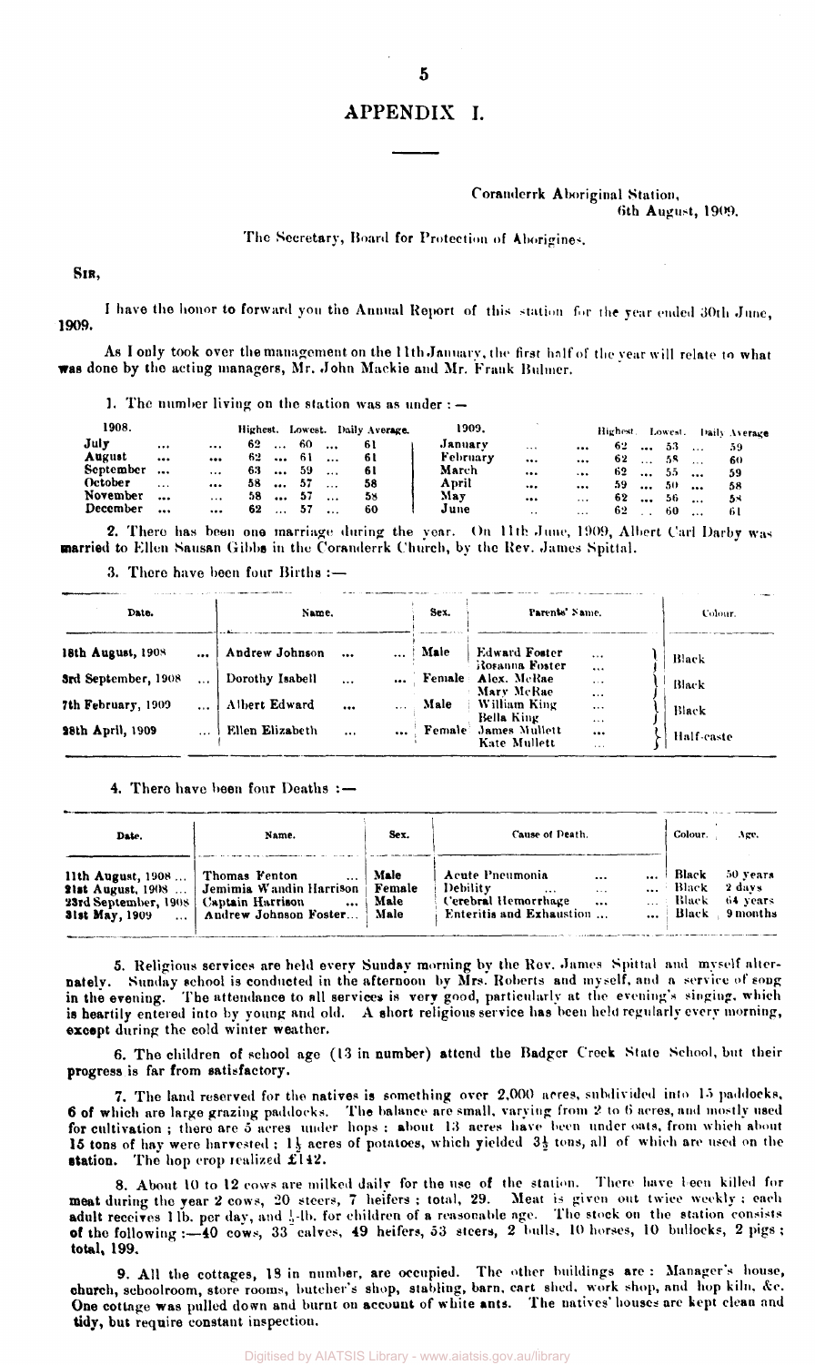# APPENDIX I.

Coranderrk Aboriginal Station,
6th August, 1909.

The Secretary, Board for Protection of Aborigines.

**Sir,**

I have the honor to forward you the Annual Report of this station for the year ended 30th June, 1909.

As I only took over the management on the 11th January, the first half of the year will relate to what was done by the acting managers, Mr. John Mackie and Mr. Frank Bulmer.

1. The number living on the station was as under :—

| 1908. | Highest. | Lowest. | Daily Average. | 1909. | Highest. | Lowest. | Daily Average. |
|---|---|---|---|---|---|---|---|
| July | 62 | 60 | 61 | January | 62 | 53 | 59 |
| August | 62 | 61 | 61 | February | 62 | 58 | 60 |
| September | 63 | 59 | 61 | March | 62 | 55 | 59 |
| October | 58 | 57 | 58 | April | 59 | 50 | 58 |
| November | 58 | 57 | 58 | May | 62 | 56 | 58 |
| December | 62 | 57 | 60 | June | 62 | 60 | 61 |

2. There has been one marriage during the year. On 11th June, 1909, Albert Carl Darby was married to Ellen Sausan Gibbs in the Coranderrk Church, by the Rev. James Spittal.

3. There have been four Births :—

| Date. | Name. | Sex. | Parents' Name. | Colour. |
|---|---|---|---|---|
| 18th August, 1908 | Andrew Johnson | Male | Edward Foster<br>Rosanna Foster | Black |
| 3rd September, 1908 | Dorothy Isabell | Female | Alex. McRae<br>Mary McRae | Black |
| 7th February, 1909 | Albert Edward | Male | William King<br>Bella King | Black |
| 28th April, 1909 | Ellen Elizabeth | Female | James Mullett<br>Kate Mullett | Half-caste |

4. There have been four Deaths :—

| Date. | Name. | Sex. | Cause of Death. | Colour. | Age. |
|---|---|---|---|---|---|
| 11th August, 1908 | Thomas Fenton | Male | Acute Pneumonia | Black | 50 years |
| 21st August, 1908 | Jemimia Wandin Harrison | Female | Debility | Black | 2 days |
| 23rd September, 1908 | Captain Harrison | Male | Cerebral Hemorrhage | Black | 64 years |
| 31st May, 1909 | Andrew Johnson Foster | Male | Enteritis and Exhaustion | Black | 9 months |

5. Religious services are held every Sunday morning by the Rev. James Spittal and myself alternately. Sunday school is conducted in the afternoon by Mrs. Roberts and myself, and a service of song in the evening. The attendance to all services is very good, particularly at the evening's singing, which is heartily entered into by young and old. A short religious service has been held regularly every morning, except during the cold winter weather.

6. The children of school age (13 in number) attend the Badger Creek State School, but their progress is far from satisfactory.

7. The land reserved for the natives is something over 2,000 acres, subdivided into 15 paddocks, 6 of which are large grazing paddocks. The balance are small, varying from 2 to 6 acres, and mostly used for cultivation ; there are 5 acres under hops ; about 13 acres have been under oats, from which about 15 tons of hay were harvested ; 1½ acres of potatoes, which yielded 3½ tons, all of which are used on the station. The hop crop realized £142.

8. About 10 to 12 cows are milked daily for the use of the station. There have been killed for meat during the year 2 cows, 20 steers, 7 heifers ; total, 29. Meat is given out twice weekly ; each adult receives 1 lb. per day, and ½-lb. for children of a reasonable age. The stock on the station consists of the following :—40 cows, 33 calves, 49 heifers, 53 steers, 2 bulls, 10 horses, 10 bullocks, 2 pigs ; total, 199.

9. All the cottages, 18 in number, are occupied. The other buildings are : Manager's house, church, schoolroom, store rooms, butcher's shop, stabling, barn, cart shed, work shop, and hop kiln, &c. One cottage was pulled down and burnt on account of white ants. The natives' houses are kept clean and tidy, but require constant inspection.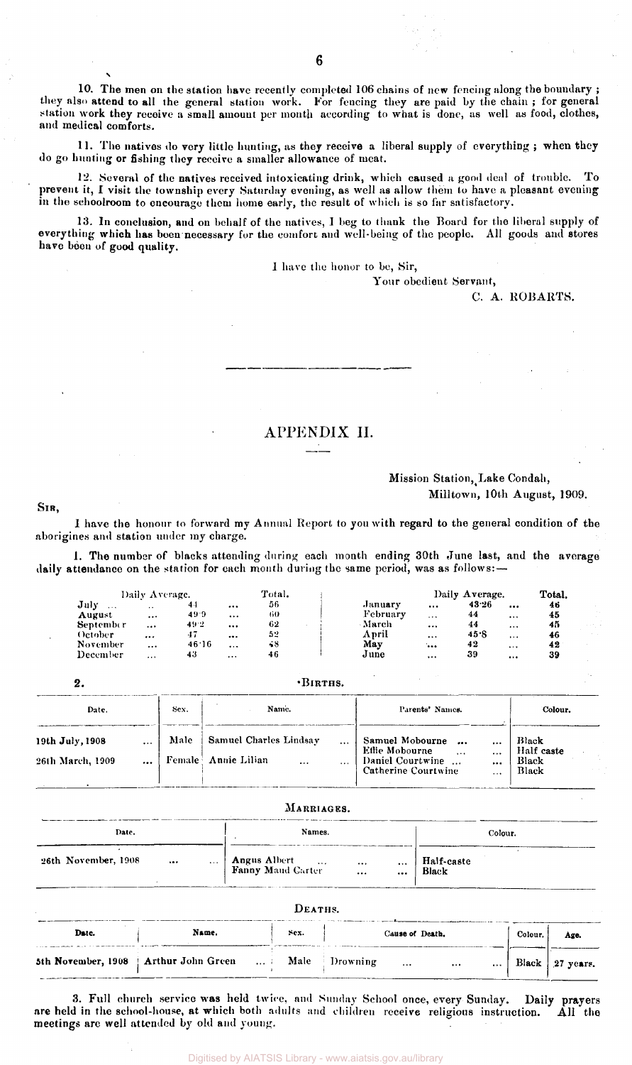10. The men on the station have recently completed 106 chains of new fencing along the boundary; they also attend to all the general station work. For fencing they are paid by the chain; for general station work they receive a small amount per month according to what is done, as well as food, clothes, and medical comforts.

11. The natives do very little hunting, as they receive a liberal supply of everything; when they do go hunting or fishing they receive a smaller allowance of meat.

12. Several of the natives received intoxicating drink, which caused a good deal of trouble. To prevent it, I visit the township every Saturday evening, as well as allow them to have a pleasant evening in the schoolroom to encourage them home early, the result of which is so far satisfactory.

13. In conclusion, and on behalf of the natives, I beg to thank the Board for the liberal supply of everything which has been necessary for the comfort and well-being of the people. All goods and stores have been of good quality.

I have the honor to be, Sir,

Your obedient Servant,

C. A. ROBARTS.

---

## APPENDIX II.

Mission Station, Lake Condah,
Milltown, 10th August, 1909.

SIR,

I have the honour to forward my Annual Report to you with regard to the general condition of the aborigines and station under my charge.

1. The number of blacks attending during each month ending 30th June last, and the average daily attendance on the station for each month during the same period, was as follows:—

| | Daily Average. | Total. | | Daily Average. | Total. |
|---|---|---|---|---|---|
| July ... | 44 | 56 | January ... | 43·26 | 46 |
| August ... | 49·9 | 60 | February ... | 44 | 45 |
| September ... | 49·2 | 62 | March ... | 44 | 45 |
| October ... | 47 | 52 | April ... | 45·8 | 46 |
| November ... | 46·16 | 48 | May ... | 42 | 42 |
| December ... | 43 | 46 | June ... | 39 | 39 |

2. BIRTHS.

| Date. | Sex. | Name. | Parents' Names. | Colour. |
|---|---|---|---|---|
| 19th July, 1908 ... | Male | Samuel Charles Lindsay ... | Samuel Mobourne ... ...<br>Effie Mobourne ... ... | Black<br>Half caste |
| 26th March, 1909 ... | Female | Annie Lilian ... ... | Daniel Courtwine ... ...<br>Catherine Courtwine ... | Black<br>Black |

MARRIAGES.

| Date. | Names. | Colour. |
|---|---|---|
| 26th November, 1908 ... ... | Angus Albert ... ... ...<br>Fanny Maud Carter ... ... | Half-caste<br>Black |

DEATHS.

| Date. | Name. | Sex. | Cause of Death. | Colour. | Age. |
|---|---|---|---|---|---|
| 5th November, 1908 | Arthur John Green ... | Male | Drowning ... ... ... | Black | 27 years. |

3. Full church service was held twice, and Sunday School once, every Sunday. Daily prayers are held in the school-house, at which both adults and children receive religious instruction. All the meetings are well attended by old and young.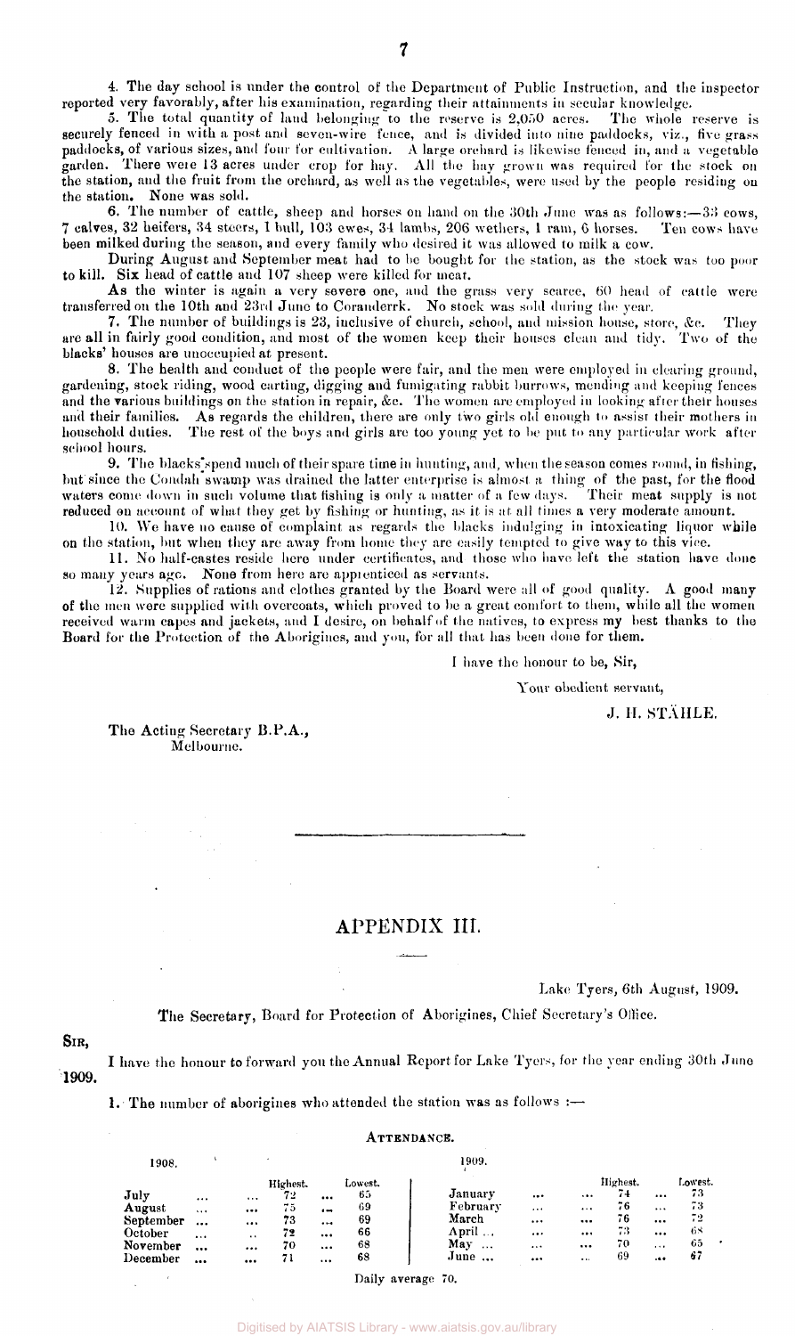4. The day school is under the control of the Department of Public Instruction, and the inspector reported very favorably, after his examination, regarding their attainments in secular knowledge.

5. The total quantity of land belonging to the reserve is 2,050 acres. The whole reserve is securely fenced in with a post and seven-wire fence, and is divided into nine paddocks, viz., five grass paddocks, of various sizes, and four for cultivation. A large orchard is likewise fenced in, and a vegetable garden. There were 13 acres under crop for hay. All the hay grown was required for the stock on the station, and the fruit from the orchard, as well as the vegetables, were used by the people residing on the station. None was sold.

6. The number of cattle, sheep and horses on hand on the 30th June was as follows:—33 cows, 7 calves, 32 heifers, 34 steers, 1 bull, 103 ewes, 34 lambs, 206 wethers, 1 ram, 6 horses. Ten cows have been milked during the season, and every family who desired it was allowed to milk a cow.

During August and September meat had to be bought for the station, as the stock was too poor to kill. Six head of cattle and 107 sheep were killed for meat.

As the winter is again a very severe one, and the grass very scarce, 60 head of cattle were transferred on the 10th and 23rd June to Coranderrk. No stock was sold during the year.

7. The number of buildings is 23, inclusive of church, school, and mission house, store, &c. They are all in fairly good condition, and most of the women keep their houses clean and tidy. Two of the blacks' houses are unoccupied at present.

8. The health and conduct of the people were fair, and the men were employed in clearing ground, gardening, stock riding, wood carting, digging and fumigating rabbit burrows, mending and keeping fences and the various buildings on the station in repair, &c. The women are employed in looking after their houses and their families. As regards the children, there are only two girls old enough to assist their mothers in household duties. The rest of the boys and girls are too young yet to be put to any particular work after school hours.

9. The blacks spend much of their spare time in hunting, and, when the season comes round, in fishing, but since the Condah swamp was drained the latter enterprise is almost a thing of the past, for the flood waters come down in such volume that fishing is only a matter of a few days. Their meat supply is not reduced on account of what they get by fishing or hunting, as it is at all times a very moderate amount.

10. We have no cause of complaint as regards the blacks indulging in intoxicating liquor while on the station, but when they are away from home they are easily tempted to give way to this vice.

11. No half-castes reside here under certificates, and those who have left the station have done so many years ago. None from here are apprenticed as servants.

12. Supplies of rations and clothes granted by the Board were all of good quality. A good many of the men were supplied with overcoats, which proved to be a great comfort to them, while all the women received warm capes and jackets, and I desire, on behalf of the natives, to express my best thanks to the Board for the Protection of the Aborigines, and you, for all that has been done for them.

I have the honour to be, Sir,

Your obedient servant,

J. H. STÄHLE.

The Acting Secretary B.P.A.,
Melbourne.

---

## APPENDIX III.

Lake Tyers, 6th August, 1909.

The Secretary, Board for Protection of Aborigines, Chief Secretary's Office.

SIR,

I have the honour to forward you the Annual Report for Lake Tyers, for the year ending 30th June 1909.

1. The number of aborigines who attended the station was as follows :—

ATTENDANCE.

| 1908. | Highest. | Lowest. | 1909. | Highest. | Lowest. |
|---|---|---|---|---|---|
| July | 72 | 65 | January | 74 | 73 |
| August | 75 | 69 | February | 76 | 73 |
| September | 73 | 69 | March | 76 | 72 |
| October | 72 | 66 | April | 73 | 68 |
| November | 70 | 68 | May | 70 | 65 |
| December | 71 | 68 | June | 69 | 67 |

Daily average 70.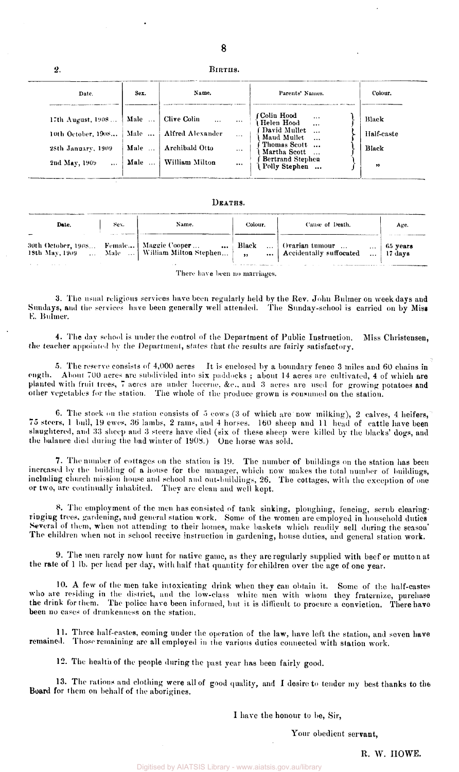2. BIRTHS.

| Date. | Sex. | Name. | Parents' Names. | Colour. |
|---|---|---|---|---|
| 17th August, 1908... | Male ... | Clive Colin ... ... | Colin Hood ... / Helen Hood ... | Black |
| 10th October, 1908... | Male ... | Alfred Alexander ... | David Mullet ... / Maud Mullet ... | Half-caste |
| 28th January, 1909 | Male ... | Archibald Otto ... | Thomas Scott ... / Martha Scott ... | Black |
| 2nd May, 1909 ... | Male ... | William Milton ... | Bertrand Stephen / Polly Stephen ... | " |

DEATHS.

| Date. | Sex. | Name. | Colour. | Cause of Death. | Age. |
|---|---|---|---|---|---|
| 30th October, 1908... | Female... | Maggie Cooper... ... | Black ... | Ovarian tumour ... ... | 65 years |
| 18th May, 1909 ... | Male ... | William Milton Stephen... | " ... | Accidentally suffocated ... | 17 days |

There have been no marriages.

3. The usual religious services have been regularly held by the Rev. John Bulmer on week days and Sundays, and the services have been generally well attended. The Sunday-school is carried on by Miss E. Bulmer.

4. The day school is under the control of the Department of Public Instruction. Miss Christensen, the teacher appointed by the Department, states that the results are fairly satisfactory.

5. The reserve consists of 4,000 acres It is enclosed by a boundary fence 3 miles and 60 chains in ength. About 700 acres are subdivided into six paddocks ; about 14 acres are cultivated, 4 of which are planted with fruit trees, 7 acres are under lucerne, &c., and 3 acres are used for growing potatoes and other vegetables for the station. The whole of the produce grown is consumed on the station.

6. The stock on the station consists of 5 cows (3 of which are now milking), 2 calves, 4 heifers, 75 steers, 1 bull, 19 ewes, 36 lambs, 2 rams, and 4 horses. 160 sheep and 11 head of cattle have been slaughtered, and 33 sheep and 3 steers have died (six of these sheep were killed by the blacks' dogs, and the balance died during the bad winter of 1908.) One horse was sold.

7. The number of cottages on the station is 19. The number of buildings on the station has been increased by the building of a house for the manager, which now makes the total number of buildings, including church mission house and school and out-buildings, 26. The cottages, with the exception of one or two, are continually inhabited. They are clean and well kept.

8. The employment of the men has consisted of tank sinking, ploughing, fencing, scrub clearing· ringing trees, gardening, and general station work. Some of the women are employed in household duties Several of them, when not attending to their homes, make baskets which readily sell during the season' The children when not in school receive instruction in gardening, house duties, and general station work.

9. The men rarely now hunt for native game, as they are regularly supplied with beef or mutton at the rate of 1 lb. per head per day, with half that quantity for children over the age of one year.

10. A few of the men take intoxicating drink when they can obtain it. Some of the half-castes who are residing in the district, and the low-class white men with whom they fraternize, purchase the drink for them. The police have been informed, but it is difficult to procure a conviction. There have been no cases of drunkenness on the station.

11. Three half-castes, coming under the operation of the law, have left the station, and seven have remained. Those remaining are all employed in the various duties connected with station work.

12. The health of the people during the past year has been fairly good.

13. The rations and clothing were all of good quality, and I desire to tender my best thanks to the Board for them on behalf of the aborigines.

I have the honour to be, Sir,

Your obedient servant,

R. W. HOWE.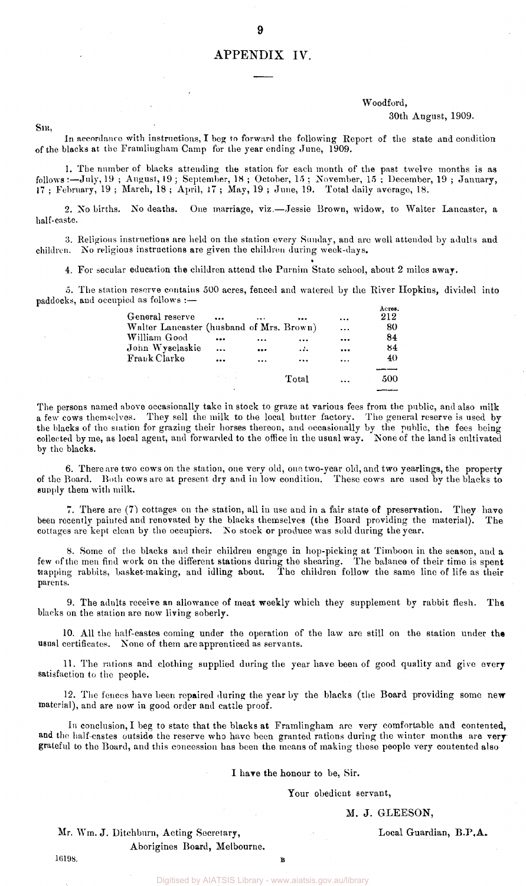# APPENDIX IV.

Woodford,
30th August, 1909.

SIR,

In accordance with instructions, I beg to forward the following Report of the state and condition of the blacks at the Framlingham Camp for the year ending June, 1909.

1. The number of blacks attending the station for each month of the past twelve months is as follows:—July, 19; August, 19; September, 18; October, 15; November, 15; December, 19; January, 17; February, 19; March, 18; April, 17; May, 19; June, 19. Total daily average, 18.

2. No births. No deaths. One marriage, viz.—Jessie Brown, widow, to Walter Lancaster, a half-caste.

3. Religious instructions are held on the station every Sunday, and are well attended by adults and children. No religious instructions are given the children during week-days.

4. For secular education the children attend the Purnim State school, about 2 miles away.

5. The station reserve contains 500 acres, fenced and watered by the River Hopkins, divided into paddocks, and occupied as follows:—

| | Acres. |
|---|---|
| General reserve ... ... ... ... | 212 |
| Walter Lancaster (husband of Mrs. Brown) ... | 80 |
| William Good ... ... ... ... | 84 |
| John Wyselaskie ... ... ... ... | 84 |
| Frank Clarke ... ... ... ... | 40 |
| Total ... | 500 |

The persons named above occasionally take in stock to graze at various fees from the public, and also milk a few cows themselves. They sell the milk to the local butter factory. The general reserve is used by the blacks of the station for grazing their horses thereon, and occasionally by the public, the fees being collected by me, as local agent, and forwarded to the office in the usual way. None of the land is cultivated by the blacks.

6. There are two cows on the station, one very old, one two-year old, and two yearlings, the property of the Board. Both cows are at present dry and in low condition. These cows are used by the blacks to supply them with milk.

7. There are (7) cottages on the station, all in use and in a fair state of preservation. They have been recently painted and renovated by the blacks themselves (the Board providing the material). The cottages are kept clean by the occupiers. No stock or produce was sold during the year.

8. Some of the blacks and their children engage in hop-picking at Timboon in the season, and a few of the men find work on the different stations during the shearing. The balance of their time is spent trapping rabbits, basket-making, and idling about. The children follow the same line of life as their parents.

9. The adults receive an allowance of meat weekly which they supplement by rabbit flesh. The blacks on the station are now living soberly.

10. All the half-castes coming under the operation of the law are still on the station under the usual certificates. None of them are apprenticed as servants.

11. The rations and clothing supplied during the year have been of good quality and give every satisfaction to the people.

12. The fences have been repaired during the year by the blacks (the Board providing some new material), and are now in good order and cattle proof.

In conclusion, I beg to state that the blacks at Framlingham are very comfortable and contented, and the half-castes outside the reserve who have been granted rations during the winter months are very grateful to the Board, and this concession has been the means of making these people very contented also

I have the honour to be, Sir.

Your obedient servant,

M. J. GLEESON,

Local Guardian, B.P.A.

Mr. Wm. J. Ditchburn, Acting Secretary,
Aborigines Board, Melbourne.

16198.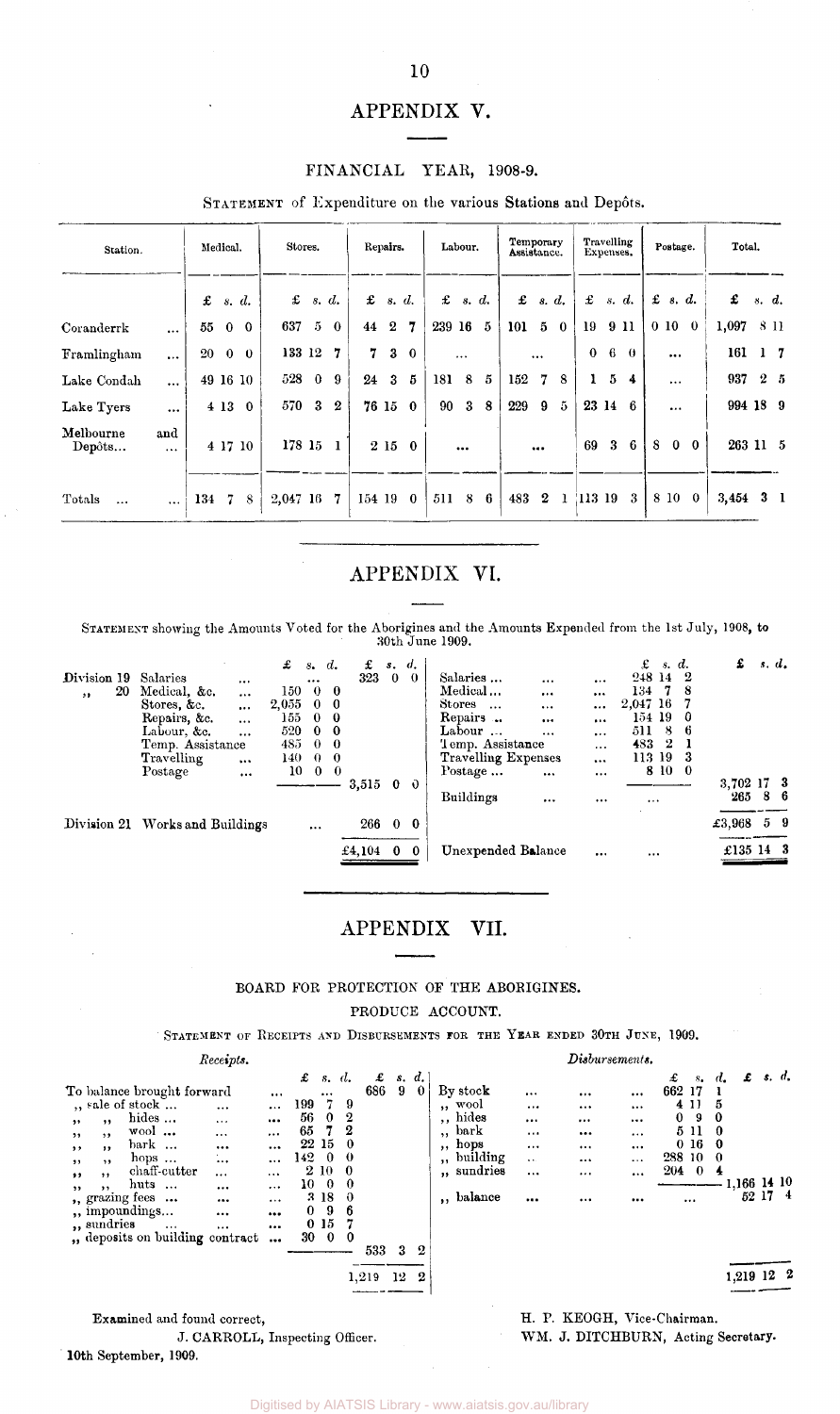# APPENDIX V.

## FINANCIAL YEAR, 1908-9.

STATEMENT of Expenditure on the various Stations and Depôts.

| Station. | Medical. | Stores. | Repairs. | Labour. | Temporary Assistance. | Travelling Expenses. | Postage. | Total. |
|---|---|---|---|---|---|---|---|---|
| | £ s. d. | £ s. d. | £ s. d. | £ s. d. | £ s. d. | £ s. d. | £ s. d. | £ s. d. |
| Coranderrk ... | 55 0 0 | 637 5 0 | 44 2 7 | 239 16 5 | 101 5 0 | 19 9 11 | 0 10 0 | 1,097 8 11 |
| Framlingham ... | 20 0 0 | 133 12 7 | 7 3 0 | ... | ... | 0 6 0 | ... | 161 1 7 |
| Lake Condah ... | 49 16 10 | 528 0 9 | 24 3 5 | 181 8 5 | 152 7 8 | 1 5 4 | ... | 937 2 5 |
| Lake Tyers ... | 4 13 0 | 570 3 2 | 76 15 0 | 90 3 8 | 229 9 5 | 23 14 6 | ... | 994 18 9 |
| Melbourne and Depôts... ... | 4 17 10 | 178 15 1 | 2 15 0 | ... | ... | 69 3 6 | 8 0 0 | 263 11 5 |
| Totals ... ... | 134 7 8 | 2,047 16 7 | 154 19 0 | 511 8 6 | 483 2 1 | 113 19 3 | 8 10 0 | 3,454 3 1 |

# APPENDIX VI.

STATEMENT showing the Amounts Voted for the Aborigines and the Amounts Expended from the 1st July, 1908, to 30th June 1909.

| | | £ s. d. | £ s. d. | | £ s. d. | £ s. d. |
|---|---|---|---|---|---|---|
| Division 19 | Salaries ... | ... | 323 0 0 | Salaries ... ... ... | 248 14 2 | |
| ,, 20 | Medical, &c. ... | 150 0 0 | | Medical ... ... ... | 134 7 8 | |
| | Stores, &c. ... | 2,055 0 0 | | Stores ... ... ... | 2,047 16 7 | |
| | Repairs, &c. ... | 155 0 0 | | Repairs .. ... ... | 154 19 0 | |
| | Labour, &c. ... | 520 0 0 | | Labour ... ... ... | 511 8 6 | |
| | Temp. Assistance | 485 0 0 | | Temp. Assistance ... | 483 2 1 | |
| | Travelling ... | 140 0 0 | | Travelling Expenses ... | 113 19 3 | |
| | Postage ... | 10 0 0 | | Postage ... ... ... | 8 10 0 | |
| | | | 3,515 0 0 | | | 3,702 17 3 |
| | | | | Buildings ... ... | ... | 265 8 6 |
| Division 21 | Works and Buildings | ... | 266 0 0 | | | £3,968 5 9 |
| | | | £4,104 0 0 | Unexpended Balance ... ... | | £135 14 3 |

# APPENDIX VII.

## BOARD FOR PROTECTION OF THE ABORIGINES.

### PRODUCE ACCOUNT.

STATEMENT OF RECEIPTS AND DISBURSEMENTS FOR THE YEAR ENDED 30TH JUNE, 1909.

| *Receipts.* | £ s. d. | £ s. d. | *Disbursements.* | £ s. d. | £ s. d. |
|---|---|---|---|---|---|
| To balance brought forward ... | ... | 686 9 0 | By stock ... ... ... | 662 17 1 | |
| ,, sale of stock ... ... | 199 7 9 | | ,, wool ... ... ... | 4 11 5 | |
| ,, ,, hides ... ... | 56 0 2 | | ,, hides ... ... ... | 0 9 0 | |
| ,, ,, wool ... ... | 65 7 2 | | ,, bark ... ... ... | 5 11 0 | |
| ,, ,, bark ... ... | 22 15 0 | | ,, hops ... ... ... | 0 16 0 | |
| ,, ,, hops ... ... | 142 0 0 | | ,, building ... ... ... | 288 10 0 | |
| ,, ,, chaff-cutter ... | 2 10 0 | | ,, sundries ... ... ... | 204 0 4 | |
| ,, ,, huts ... ... | 10 0 0 | | | | 1,166 14 10 |
| ,, grazing fees ... ... | 3 18 0 | | ,, balance ... ... ... | ... | 52 17 4 |
| ,, impoundings... ... | 0 9 6 | | | | |
| ,, sundries ... ... | 0 15 7 | | | | |
| ,, deposits on building contract ... | 30 0 0 | | | | |
| | | 533 3 2 | | | |
| | | 1,219 12 2 | | | 1,219 12 2 |

Examined and found correct,

J. CARROLL, Inspecting Officer.

10th September, 1909.

H. P. KEOGH, Vice-Chairman.

WM. J. DITCHBURN, Acting Secretary.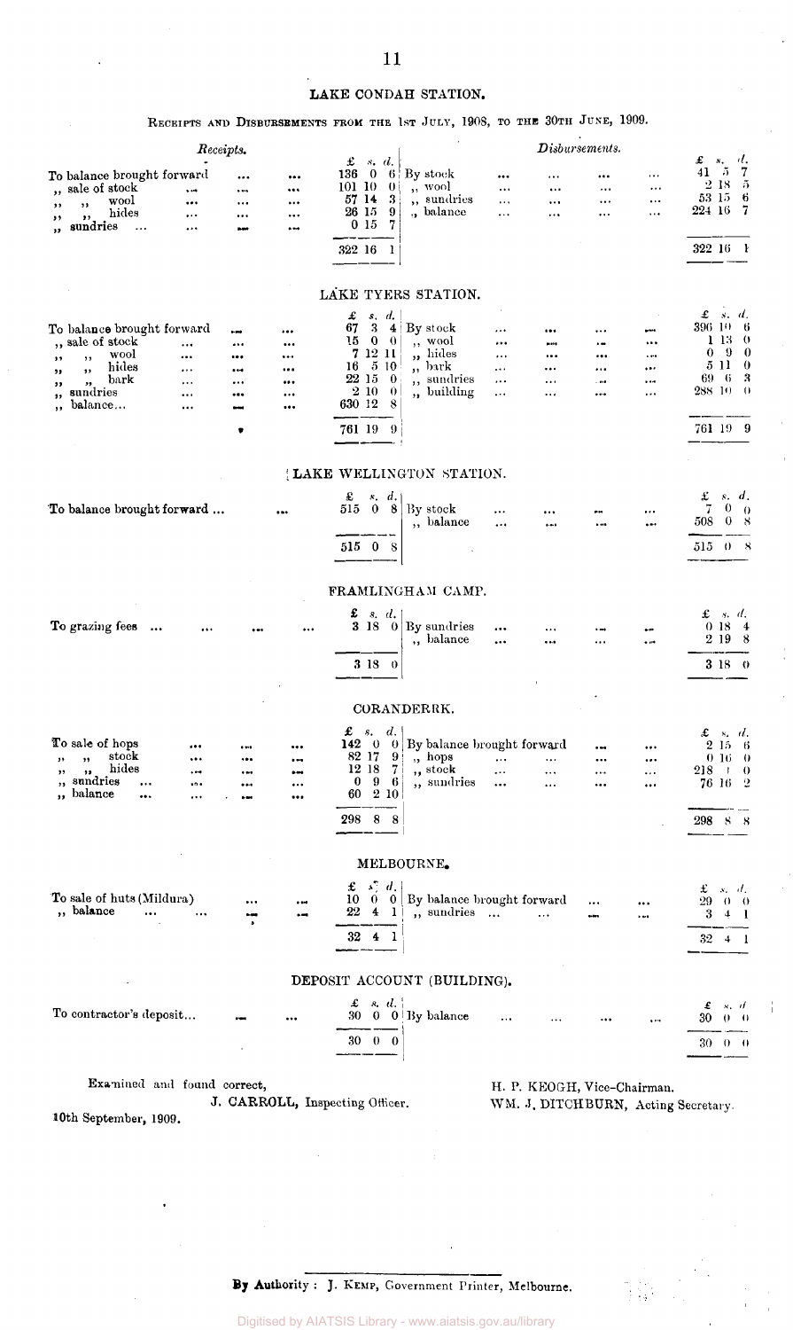## LAKE CONDAH STATION.

RECEIPTS AND DISBURSEMENTS FROM THE 1ST JULY, 1908, TO THE 30TH JUNE, 1909.

| *Receipts.* | £ s. d. | *Disbursements.* | £ s. d. |
|---|---|---|---|
| To balance brought forward ... ... | 136 0 6 | By stock ... ... ... ... | 41 5 7 |
| ,, sale of stock ... ... ... | 101 10 0 | ,, wool ... ... ... ... | 2 18 5 |
| ,, ,, wool ... ... ... | 57 14 3 | ,, sundries ... ... ... ... | 53 15 6 |
| ,, ,, hides ... ... ... | 26 15 9 | ,, balance ... ... ... ... | 224 16 7 |
| ,, sundries ... ... ... ... | 0 15 7 | | |
| | 322 16 1 | | 322 16 1 |

## LAKE TYERS STATION.

| | £ s. d. | | £ s. d. |
|---|---|---|---|
| To balance brought forward ... ... | 67 3 4 | By stock ... ... ... ... | 396 10 6 |
| ,, sale of stock ... ... ... | 15 0 0 | ,, wool ... ... ... ... | 1 13 0 |
| ,, ,, wool ... ... ... | 7 12 11 | ,, hides ... ... ... ... | 0 9 0 |
| ,, ,, hides ... ... ... | 16 5 10 | ,, bark ... ... ... ... | 5 11 0 |
| ,, ,, bark ... ... ... | 22 15 0 | ,, sundries ... ... ... ... | 69 6 3 |
| ,, sundries ... ... ... | 2 10 0 | ,, building ... ... ... ... | 288 10 0 |
| ,, balance... ... ... ... | 630 12 8 | | |
| | 761 19 9 | | 761 19 9 |

## LAKE WELLINGTON STATION.

| | £ s. d. | | £ s. d. |
|---|---|---|---|
| To balance brought forward ... ... | 515 0 8 | By stock ... ... ... ... | 7 0 0 |
| | | ,, balance ... ... ... ... | 508 0 8 |
| | 515 0 8 | | 515 0 8 |

## FRAMLINGHAM CAMP.

| | £ s. d. | | £ s. d. |
|---|---|---|---|
| To grazing fees ... ... ... ... | 3 18 0 | By sundries ... ... ... ... | 0 18 4 |
| | | ,, balance ... ... ... ... | 2 19 8 |
| | 3 18 0 | | 3 18 0 |

## CORANDERRK.

| | £ s. d. | | £ s. d. |
|---|---|---|---|
| To sale of hops ... ... ... | 142 0 0 | By balance brought forward ... ... | 2 15 6 |
| ,, ,, stock ... ... ... | 82 17 9 | ,, hops ... ... ... ... | 0 16 0 |
| ,, ,, hides ... ... ... | 12 18 7 | ,, stock ... ... ... ... | 218 1 0 |
| ,, sundries ... ... ... ... | 0 9 6 | ,, sundries ... ... ... ... | 76 16 2 |
| ,, balance ... ... ... ... | 60 2 10 | | |
| | 298 8 8 | | 298 8 8 |

## MELBOURNE.

| | £ s. d. | | £ s. d. |
|---|---|---|---|
| To sale of huts (Mildura) ... ... | 10 0 0 | By balance brought forward ... ... | 29 0 0 |
| ,, balance ... ... ... ... | 22 4 1 | ,, sundries ... ... ... ... | 3 4 1 |
| | 32 4 1 | | 32 4 1 |

## DEPOSIT ACCOUNT (BUILDING).

| | £ s. d. | | £ s. d. |
|---|---|---|---|
| To contractor's deposit... ... ... | 30 0 0 | By balance ... ... ... ... | 30 0 0 |
| | 30 0 0 | | 30 0 0 |

Examined and found correct,

J. CARROLL, Inspecting Officer.

10th September, 1909.

H. P. KEOGH, Vice-Chairman.

WM. J. DITCHBURN, Acting Secretary.

By Authority: J. KEMP, Government Printer, Melbourne.